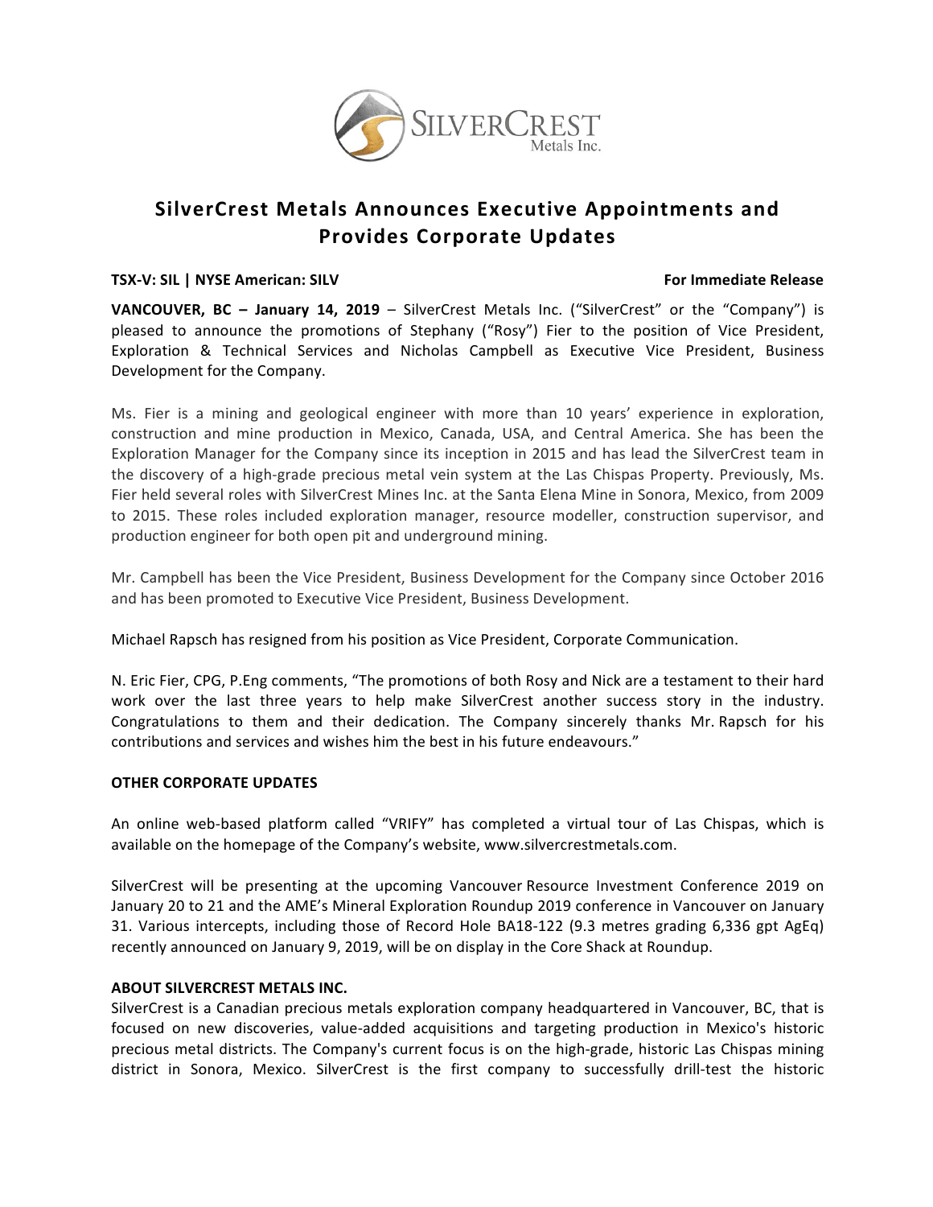# SilverCrest Metals Announces Executive Appointments and Provides Corporate Updates

**TSX-V: SIL | NYSE American: SILV** **For Immediate Release**

**VANCOUVER, BC – January 14, 2019** – SilverCrest Metals Inc. ("SilverCrest" or the "Company") is pleased to announce the promotions of Stephany ("Rosy") Fier to the position of Vice President, Exploration & Technical Services and Nicholas Campbell as Executive Vice President, Business Development for the Company.

Ms. Fier is a mining and geological engineer with more than 10 years' experience in exploration, construction and mine production in Mexico, Canada, USA, and Central America. She has been the Exploration Manager for the Company since its inception in 2015 and has lead the SilverCrest team in the discovery of a high-grade precious metal vein system at the Las Chispas Property. Previously, Ms. Fier held several roles with SilverCrest Mines Inc. at the Santa Elena Mine in Sonora, Mexico, from 2009 to 2015. These roles included exploration manager, resource modeller, construction supervisor, and production engineer for both open pit and underground mining.

Mr. Campbell has been the Vice President, Business Development for the Company since October 2016 and has been promoted to Executive Vice President, Business Development.

Michael Rapsch has resigned from his position as Vice President, Corporate Communication.

N. Eric Fier, CPG, P.Eng comments, "The promotions of both Rosy and Nick are a testament to their hard work over the last three years to help make SilverCrest another success story in the industry. Congratulations to them and their dedication. The Company sincerely thanks Mr. Rapsch for his contributions and services and wishes him the best in his future endeavours."

**OTHER CORPORATE UPDATES**

An online web-based platform called "VRIFY" has completed a virtual tour of Las Chispas, which is available on the homepage of the Company's website, www.silvercrestmetals.com.

SilverCrest will be presenting at the upcoming Vancouver Resource Investment Conference 2019 on January 20 to 21 and the AME's Mineral Exploration Roundup 2019 conference in Vancouver on January 31. Various intercepts, including those of Record Hole BA18-122 (9.3 metres grading 6,336 gpt AgEq) recently announced on January 9, 2019, will be on display in the Core Shack at Roundup.

**ABOUT SILVERCREST METALS INC.**

SilverCrest is a Canadian precious metals exploration company headquartered in Vancouver, BC, that is focused on new discoveries, value-added acquisitions and targeting production in Mexico's historic precious metal districts. The Company's current focus is on the high-grade, historic Las Chispas mining district in Sonora, Mexico. SilverCrest is the first company to successfully drill-test the historic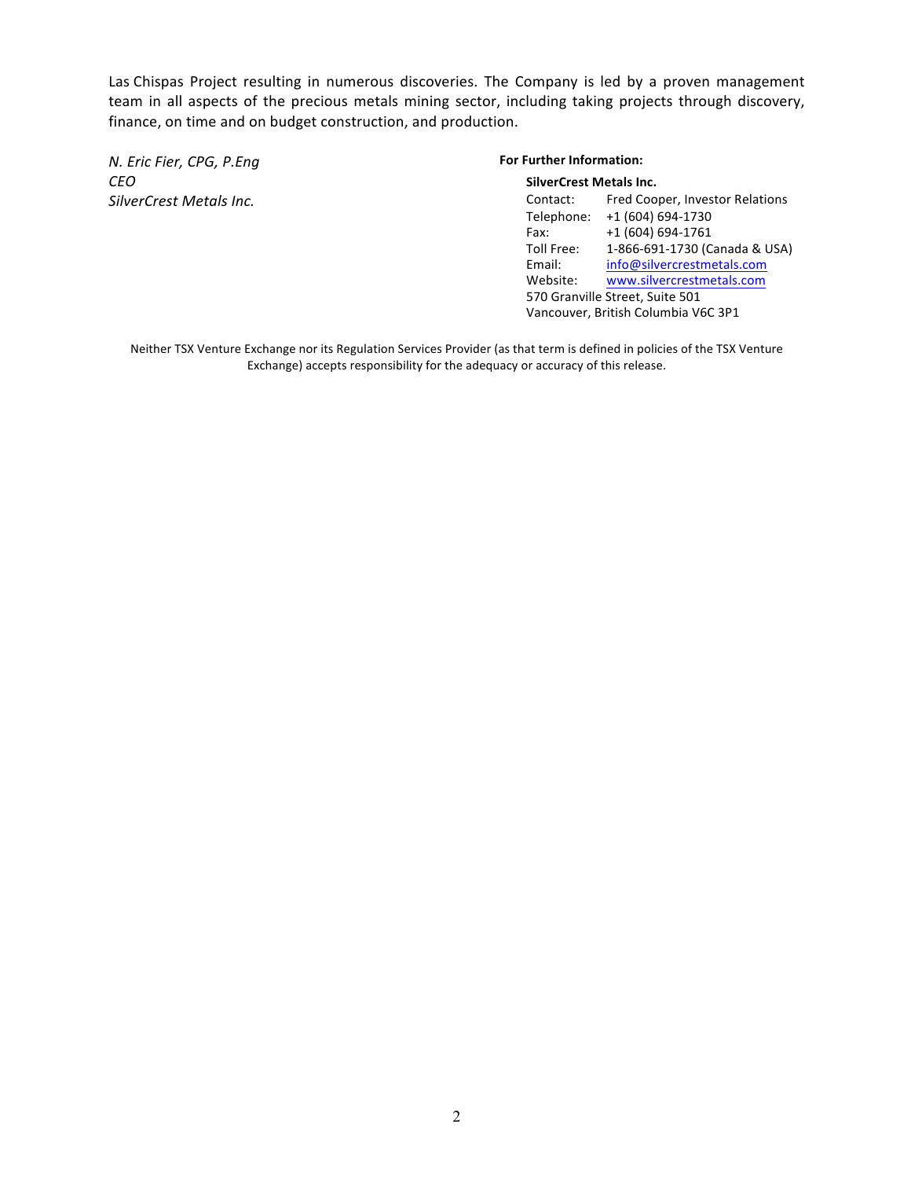Las Chispas Project resulting in numerous discoveries. The Company is led by a proven management team in all aspects of the precious metals mining sector, including taking projects through discovery, finance, on time and on budget construction, and production.

*N. Eric Fier, CPG, P.Eng*
*CEO*
*SilverCrest Metals Inc.*

**For Further Information:**

**SilverCrest Metals Inc.**

| | |
|---|---|
| Contact: | Fred Cooper, Investor Relations |
| Telephone: | +1 (604) 694-1730 |
| Fax: | +1 (604) 694-1761 |
| Toll Free: | 1-866-691-1730 (Canada & USA) |
| Email: | info@silvercrestmetals.com |
| Website: | www.silvercrestmetals.com |

570 Granville Street, Suite 501
Vancouver, British Columbia V6C 3P1

Neither TSX Venture Exchange nor its Regulation Services Provider (as that term is defined in policies of the TSX Venture Exchange) accepts responsibility for the adequacy or accuracy of this release.